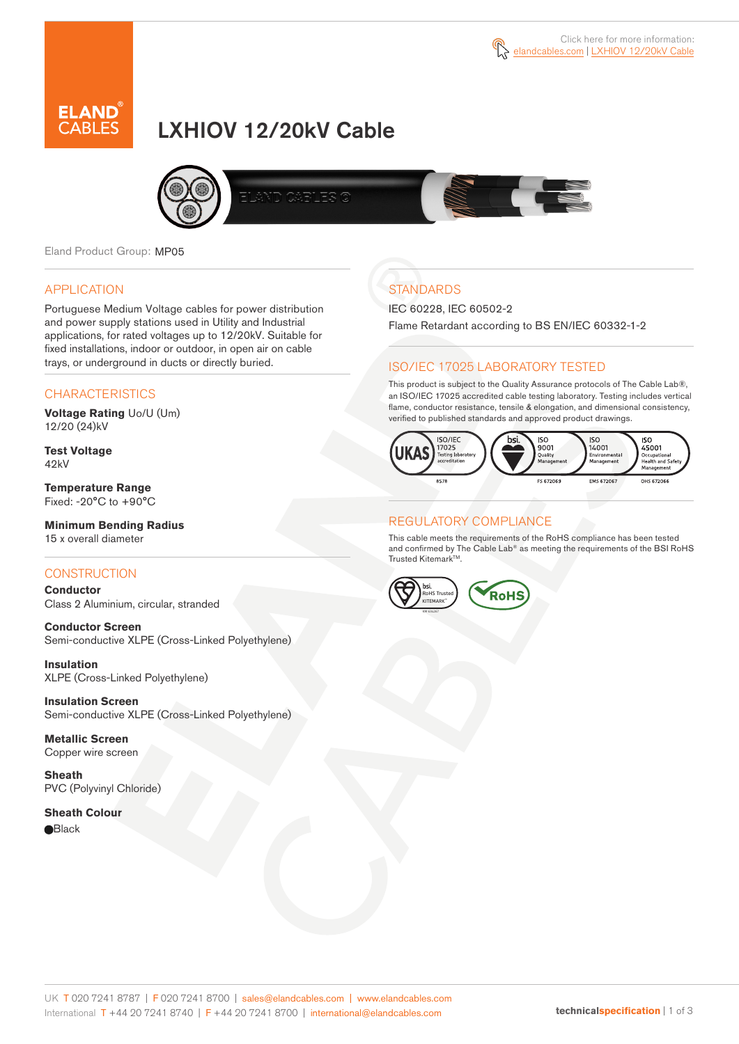Click here for more information: elandcables.com | LXHIOV 12/20kV Cable

# LXHIOV 12/20kV Cable

Eland Product Group: MP05

## APPLICATION

Portuguese Medium Voltage cables for power distribution and power supply stations used in Utility and Industrial applications, for rated voltages up to 12/20kV. Suitable for fixed installations, indoor or outdoor, in open air on cable trays, or underground in ducts or directly buried.

## CHARACTERISTICS

**Voltage Rating** Uo/U (Um)
12/20 (24)kV

**Test Voltage**
42kV

**Temperature Range**
Fixed: -20°C to +90°C

**Minimum Bending Radius**
15 x overall diameter

## CONSTRUCTION

**Conductor**
Class 2 Aluminium, circular, stranded

**Conductor Screen**
Semi-conductive XLPE (Cross-Linked Polyethylene)

**Insulation**
XLPE (Cross-Linked Polyethylene)

**Insulation Screen**
Semi-conductive XLPE (Cross-Linked Polyethylene)

**Metallic Screen**
Copper wire screen

**Sheath**
PVC (Polyvinyl Chloride)

**Sheath Colour**
Black

## STANDARDS

IEC 60228, IEC 60502-2

Flame Retardant according to BS EN/IEC 60332-1-2

## ISO/IEC 17025 LABORATORY TESTED

This product is subject to the Quality Assurance protocols of The Cable Lab®, an ISO/IEC 17025 accredited cable testing laboratory. Testing includes vertical flame, conductor resistance, tensile & elongation, and dimensional consistency, verified to published standards and approved product drawings.

UKAS ISO/IEC 17025 Testing laboratory accreditation 8578 | bsi. ISO 9001 Quality Management FS 672069 | ISO 14001 Environmental Management EMS 672067 | ISO 45001 Occupational Health and Safety Management OHS 672066

## REGULATORY COMPLIANCE

This cable meets the requirements of the RoHS compliance has been tested and confirmed by The Cable Lab® as meeting the requirements of the BSI RoHS Trusted Kitemark™.

bsi. RoHS Trusted KITEMARK™ | RoHS

UK T 020 7241 8787 | F 020 7241 8700 | sales@elandcables.com | www.elandcables.com
International T +44 20 7241 8740 | F +44 20 7241 8700 | international@elandcables.com

technicalspecification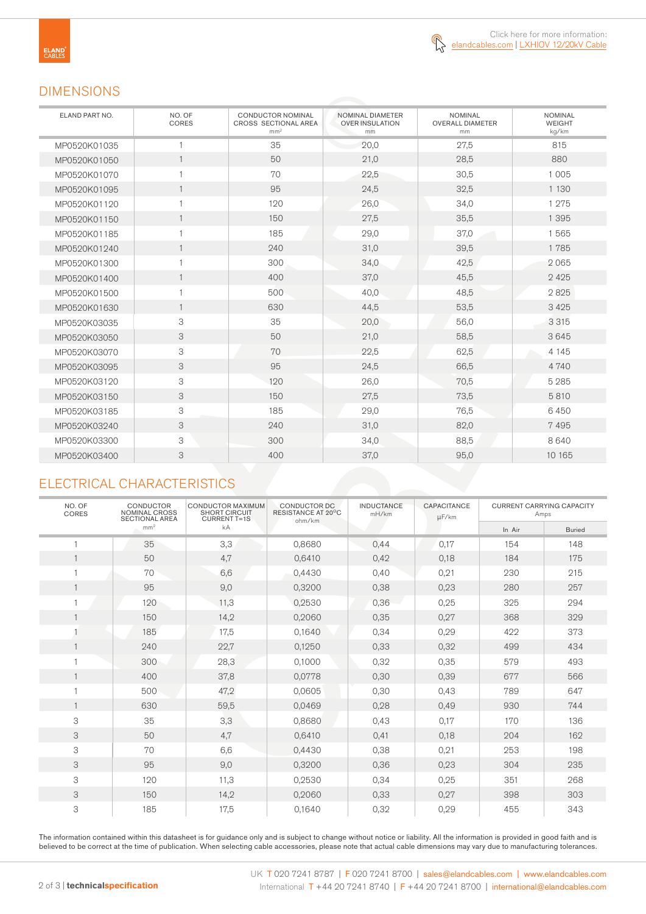Click here for more information: elandcables.com | LXHIOV 12/20kV Cable

## DIMENSIONS

| ELAND PART NO. | NO. OF CORES | CONDUCTOR NOMINAL CROSS SECTIONAL AREA mm² | NOMINAL DIAMETER OVER INSULATION mm | NOMINAL OVERALL DIAMETER mm | NOMINAL WEIGHT kg/km |
|---|---|---|---|---|---|
| MP0520K01035 | 1 | 35 | 20,0 | 27,5 | 815 |
| MP0520K01050 | 1 | 50 | 21,0 | 28,5 | 880 |
| MP0520K01070 | 1 | 70 | 22,5 | 30,5 | 1 005 |
| MP0520K01095 | 1 | 95 | 24,5 | 32,5 | 1 130 |
| MP0520K01120 | 1 | 120 | 26,0 | 34,0 | 1 275 |
| MP0520K01150 | 1 | 150 | 27,5 | 35,5 | 1 395 |
| MP0520K01185 | 1 | 185 | 29,0 | 37,0 | 1 565 |
| MP0520K01240 | 1 | 240 | 31,0 | 39,5 | 1 785 |
| MP0520K01300 | 1 | 300 | 34,0 | 42,5 | 2 065 |
| MP0520K01400 | 1 | 400 | 37,0 | 45,5 | 2 425 |
| MP0520K01500 | 1 | 500 | 40,0 | 48,5 | 2 825 |
| MP0520K01630 | 1 | 630 | 44,5 | 53,5 | 3 425 |
| MP0520K03035 | 3 | 35 | 20,0 | 56,0 | 3 315 |
| MP0520K03050 | 3 | 50 | 21,0 | 58,5 | 3 645 |
| MP0520K03070 | 3 | 70 | 22,5 | 62,5 | 4 145 |
| MP0520K03095 | 3 | 95 | 24,5 | 66,5 | 4 740 |
| MP0520K03120 | 3 | 120 | 26,0 | 70,5 | 5 285 |
| MP0520K03150 | 3 | 150 | 27,5 | 73,5 | 5 810 |
| MP0520K03185 | 3 | 185 | 29,0 | 76,5 | 6 450 |
| MP0520K03240 | 3 | 240 | 31,0 | 82,0 | 7 495 |
| MP0520K03300 | 3 | 300 | 34,0 | 88,5 | 8 640 |
| MP0520K03400 | 3 | 400 | 37,0 | 95,0 | 10 165 |

## ELECTRICAL CHARACTERISTICS

| NO. OF CORES | CONDUCTOR NOMINAL CROSS SECTIONAL AREA mm² | CONDUCTOR MAXIMUM SHORT CIRCUIT CURRENT T=1S kA | CONDUCTOR DC RESISTANCE AT 20°C ohm/km | INDUCTANCE mH/km | CAPACITANCE µF/km | CURRENT CARRYING CAPACITY Amps | |
|---|---|---|---|---|---|---|---|
| | | | | | | In Air | Buried |
| 1 | 35 | 3,3 | 0,8680 | 0,44 | 0,17 | 154 | 148 |
| 1 | 50 | 4,7 | 0,6410 | 0,42 | 0,18 | 184 | 175 |
| 1 | 70 | 6,6 | 0,4430 | 0,40 | 0,21 | 230 | 215 |
| 1 | 95 | 9,0 | 0,3200 | 0,38 | 0,23 | 280 | 257 |
| 1 | 120 | 11,3 | 0,2530 | 0,36 | 0,25 | 325 | 294 |
| 1 | 150 | 14,2 | 0,2060 | 0,35 | 0,27 | 368 | 329 |
| 1 | 185 | 17,5 | 0,1640 | 0,34 | 0,29 | 422 | 373 |
| 1 | 240 | 22,7 | 0,1250 | 0,33 | 0,32 | 499 | 434 |
| 1 | 300 | 28,3 | 0,1000 | 0,32 | 0,35 | 579 | 493 |
| 1 | 400 | 37,8 | 0,0778 | 0,30 | 0,39 | 677 | 566 |
| 1 | 500 | 47,2 | 0,0605 | 0,30 | 0,43 | 789 | 647 |
| 1 | 630 | 59,5 | 0,0469 | 0,28 | 0,49 | 930 | 744 |
| 3 | 35 | 3,3 | 0,8680 | 0,43 | 0,17 | 170 | 136 |
| 3 | 50 | 4,7 | 0,6410 | 0,41 | 0,18 | 204 | 162 |
| 3 | 70 | 6,6 | 0,4430 | 0,38 | 0,21 | 253 | 198 |
| 3 | 95 | 9,0 | 0,3200 | 0,36 | 0,23 | 304 | 235 |
| 3 | 120 | 11,3 | 0,2530 | 0,34 | 0,25 | 351 | 268 |
| 3 | 150 | 14,2 | 0,2060 | 0,33 | 0,27 | 398 | 303 |
| 3 | 185 | 17,5 | 0,1640 | 0,32 | 0,29 | 455 | 343 |

The information contained within this datasheet is for guidance only and is subject to change without notice or liability. All the information is provided in good faith and is believed to be correct at the time of publication. When selecting cable accessories, please note that actual cable dimensions may vary due to manufacturing tolerances.

UK T 020 7241 8787 | F 020 7241 8700 | sales@elandcables.com | www.elandcables.com
International T +44 20 7241 8740 | F +44 20 7241 8700 | international@elandcables.com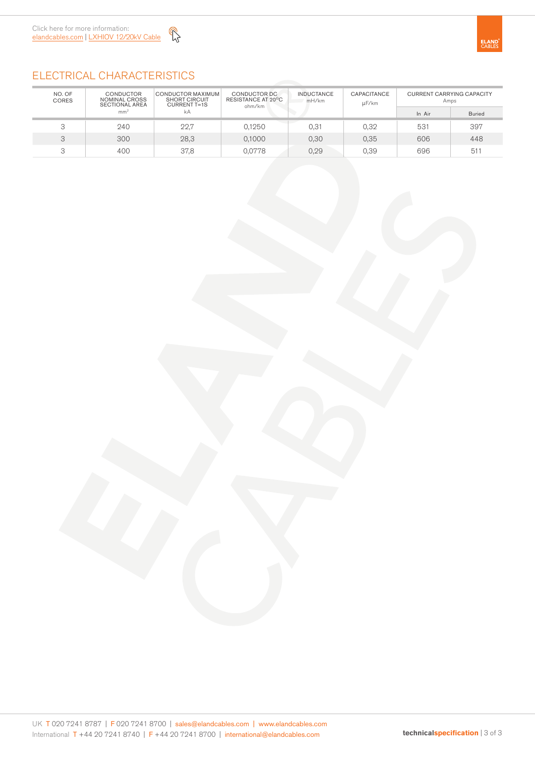Click here for more information:
elandcables.com | LXHIOV 12/20kV Cable

## ELECTRICAL CHARACTERISTICS

| NO. OF CORES | CONDUCTOR NOMINAL CROSS SECTIONAL AREA mm² | CONDUCTOR MAXIMUM SHORT CIRCUIT CURRENT T=1S kA | CONDUCTOR DC RESISTANCE AT 20°C ohm/km | INDUCTANCE mH/km | CAPACITANCE µF/km | CURRENT CARRYING CAPACITY Amps | |
|---|---|---|---|---|---|---|---|
| | | | | | | In Air | Buried |
| 3 | 240 | 22,7 | 0,1250 | 0,31 | 0,32 | 531 | 397 |
| 3 | 300 | 28,3 | 0,1000 | 0,30 | 0,35 | 606 | 448 |
| 3 | 400 | 37,8 | 0,0778 | 0,29 | 0,39 | 696 | 511 |

UK T 020 7241 8787 | F 020 7241 8700 | sales@elandcables.com | www.elandcables.com
International T +44 20 7241 8740 | F +44 20 7241 8700 | international@elandcables.com

**technicalspecification**